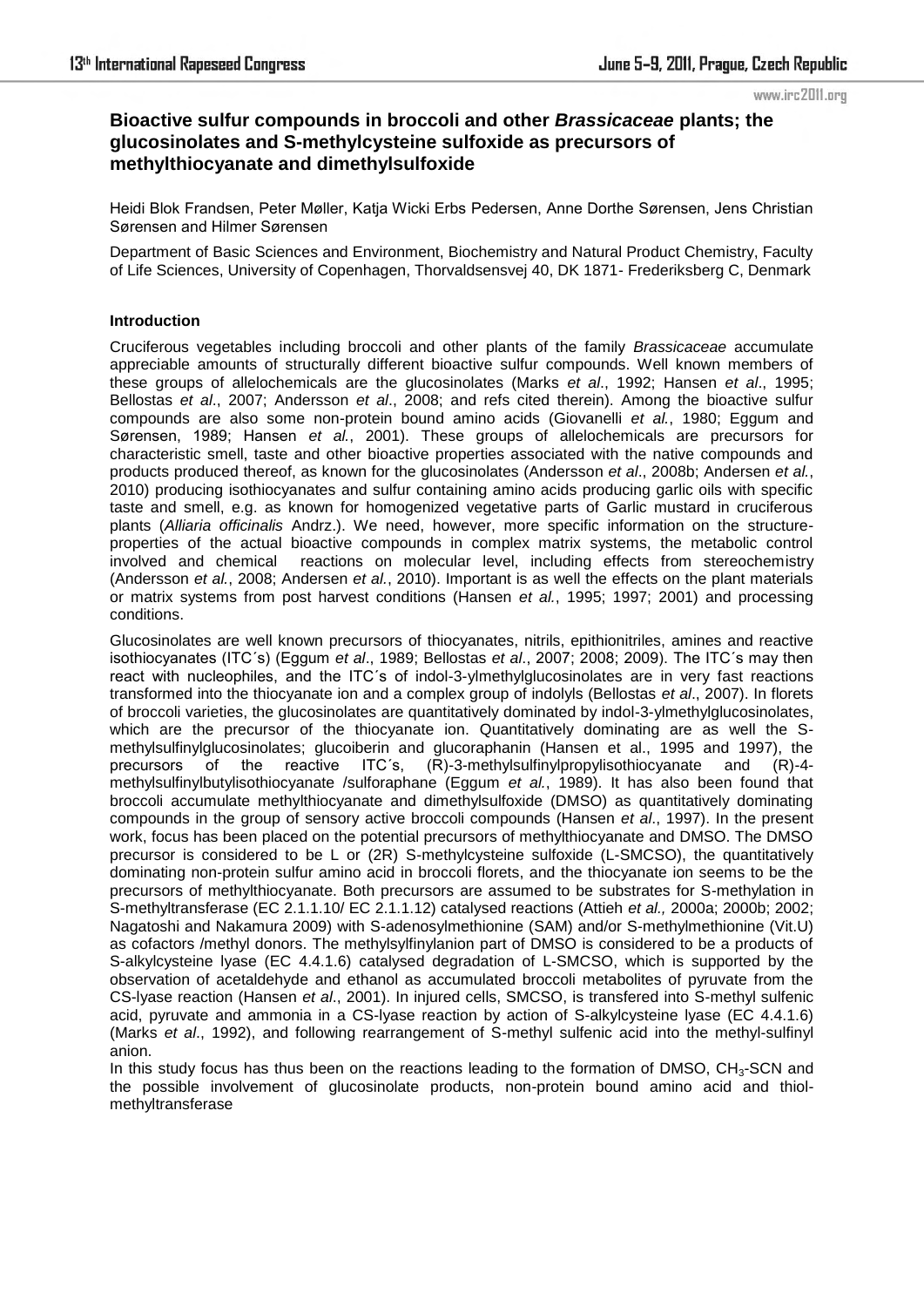# Bioactive sulfur compounds in broccoli and other *Brassicaceae* plants; the glucosinolates and S-methylcysteine sulfoxide as precursors of methylthiocyanate and dimethylsulfoxide

Heidi Blok Frandsen, Peter Møller, Katja Wicki Erbs Pedersen, Anne Dorthe Sørensen, Jens Christian Sørensen and Hilmer Sørensen

Department of Basic Sciences and Environment, Biochemistry and Natural Product Chemistry, Faculty of Life Sciences, University of Copenhagen, Thorvaldsensvej 40, DK 1871- Frederiksberg C, Denmark

### Introduction

Cruciferous vegetables including broccoli and other plants of the family *Brassicaceae* accumulate appreciable amounts of structurally different bioactive sulfur compounds. Well known members of these groups of allelochemicals are the glucosinolates (Marks *et al*., 1992; Hansen *et al*., 1995; Bellostas *et al*., 2007; Andersson *et al*., 2008; and refs cited therein). Among the bioactive sulfur compounds are also some non-protein bound amino acids (Giovanelli *et al*., 1980; Eggum and Sørensen, 1989; Hansen *et al.*, 2001). These groups of allelochemicals are precursors for characteristic smell, taste and other bioactive properties associated with the native compounds and products produced thereof, as known for the glucosinolates (Andersson *et al*., 2008b; Andersen *et al.*, 2010) producing isothiocyanates and sulfur containing amino acids producing garlic oils with specific taste and smell, e.g. as known for homogenized vegetative parts of Garlic mustard in cruciferous plants (*Alliaria officinalis* Andrz.). We need, however, more specific information on the structure-properties of the actual bioactive compounds in complex matrix systems, the metabolic control involved and chemical reactions on molecular level, including effects from stereochemistry (Andersson *et al.*, 2008; Andersen *et al.*, 2010). Important is as well the effects on the plant materials or matrix systems from post harvest conditions (Hansen *et al.*, 1995; 1997; 2001) and processing conditions.

Glucosinolates are well known precursors of thiocyanates, nitrils, epithionitriles, amines and reactive isothiocyanates (ITC´s) (Eggum *et al*., 1989; Bellostas *et al*., 2007; 2008; 2009). The ITC´s may then react with nucleophiles, and the ITC´s of indol-3-ylmethylglucosinolates are in very fast reactions transformed into the thiocyanate ion and a complex group of indolyls (Bellostas *et al*., 2007). In florets of broccoli varieties, the glucosinolates are quantitatively dominated by indol-3-ylmethylglucosinolates, which are the precursor of the thiocyanate ion. Quantitatively dominating are as well the S-methylsulfinylglucosinolates; glucoiberin and glucoraphanin (Hansen et al., 1995 and 1997), the precursors of the reactive ITC´s, (R)-3-methylsulfinylpropylisothiocyanate and (R)-4-methylsulfinylbutylisothiocyanate /sulforaphane (Eggum *et al.*, 1989). It has also been found that broccoli accumulate methylthiocyanate and dimethylsulfoxide (DMSO) as quantitatively dominating compounds in the group of sensory active broccoli compounds (Hansen *et al*., 1997). In the present work, focus has been placed on the potential precursors of methylthiocyanate and DMSO. The DMSO precursor is considered to be L or (2R) S-methylcysteine sulfoxide (L-SMCSO), the quantitatively dominating non-protein sulfur amino acid in broccoli florets, and the thiocyanate ion seems to be the precursors of methylthiocyanate. Both precursors are assumed to be substrates for S-methylation in S-methyltransferase (EC 2.1.1.10/ EC 2.1.1.12) catalysed reactions (Attieh *et al.,* 2000a; 2000b; 2002; Nagatoshi and Nakamura 2009) with S-adenosylmethionine (SAM) and/or S-methylmethionine (Vit.U) as cofactors /methyl donors. The methylsylfinylanion part of DMSO is considered to be a products of S-alkylcysteine lyase (EC 4.4.1.6) catalysed degradation of L-SMCSO, which is supported by the observation of acetaldehyde and ethanol as accumulated broccoli metabolites of pyruvate from the CS-lyase reaction (Hansen *et al*., 2001). In injured cells, SMCSO, is transfered into S-methyl sulfenic acid, pyruvate and ammonia in a CS-lyase reaction by action of S-alkylcysteine lyase (EC 4.4.1.6) (Marks *et al*., 1992), and following rearrangement of S-methyl sulfenic acid into the methyl-sulfinyl anion.

In this study focus has thus been on the reactions leading to the formation of DMSO, $CH_3$-SCN and the possible involvement of glucosinolate products, non-protein bound amino acid and thiol-methyltransferase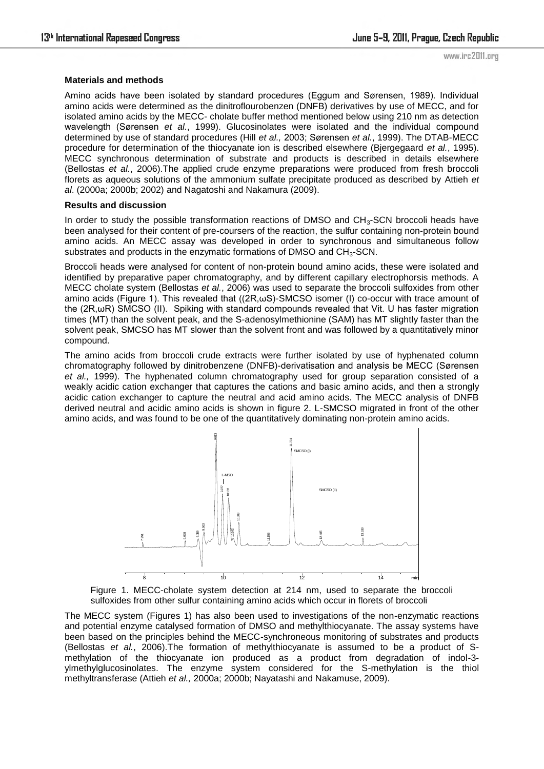## Materials and methods

Amino acids have been isolated by standard procedures (Eggum and Sørensen, 1989). Individual amino acids were determined as the dinitroflourobenzen (DNFB) derivatives by use of MECC, and for isolated amino acids by the MECC- cholate buffer method mentioned below using 210 nm as detection wavelength (Sørensen *et al.*, 1999). Glucosinolates were isolated and the individual compound determined by use of standard procedures (Hill *et al.,* 2003; Sørensen *et al.*, 1999). The DTAB-MECC procedure for determination of the thiocyanate ion is described elsewhere (Bjergegaard *et al.*, 1995). MECC synchronous determination of substrate and products is described in details elsewhere (Bellostas *et al.*, 2006).The applied crude enzyme preparations were produced from fresh broccoli florets as aqueous solutions of the ammonium sulfate precipitate produced as described by Attieh *et al*. (2000a; 2000b; 2002) and Nagatoshi and Nakamura (2009).

## Results and discussion

In order to study the possible transformation reactions of DMSO and $CH_3$-SCN broccoli heads have been analysed for their content of pre-coursers of the reaction, the sulfur containing non-protein bound amino acids. An MECC assay was developed in order to synchronous and simultaneous follow substrates and products in the enzymatic formations of DMSO and $CH_3$-SCN.

Broccoli heads were analysed for content of non-protein bound amino acids, these were isolated and identified by preparative paper chromatography, and by different capillary electrophorsis methods. A MECC cholate system (Bellostas *et al.*, 2006) was used to separate the broccoli sulfoxides from other amino acids (Figure 1). This revealed that ((2R,ωS)-SMCSO isomer (I) co-occur with trace amount of the (2R,ωR) SMCSO (II). Spiking with standard compounds revealed that Vit. U has faster migration times (MT) than the solvent peak, and the S-adenosylmethionine (SAM) has MT slightly faster than the solvent peak, SMCSO has MT slower than the solvent front and was followed by a quantitatively minor compound.

The amino acids from broccoli crude extracts were further isolated by use of hyphenated column chromatography followed by dinitrobenzene (DNFB)-derivatisation and analysis be MECC (Sørensen *et al.,* 1999). The hyphenated column chromatography used for group separation consisted of a weakly acidic cation exchanger that captures the cations and basic amino acids, and then a strongly acidic cation exchanger to capture the neutral and acid amino acids. The MECC analysis of DNFB derived neutral and acidic amino acids is shown in figure 2. L-SMCSO migrated in front of the other amino acids, and was found to be one of the quantitatively dominating non-protein amino acids.

Figure 1. MECC-cholate system detection at 214 nm, used to separate the broccoli sulfoxides from other sulfur containing amino acids which occur in florets of broccoli

The MECC system (Figures 1) has also been used to investigations of the non-enzymatic reactions and potential enzyme catalysed formation of DMSO and methylthiocyanate. The assay systems have been based on the principles behind the MECC-synchroneous monitoring of substrates and products (Bellostas *et al.*, 2006).The formation of methylthiocyanate is assumed to be a product of S-methylation of the thiocyanate ion produced as a product from degradation of indol-3-ylmethylglucosinolates. The enzyme system considered for the S-methylation is the thiol methyltransferase (Attieh *et al.,* 2000a; 2000b; Nayatashi and Nakamuse, 2009).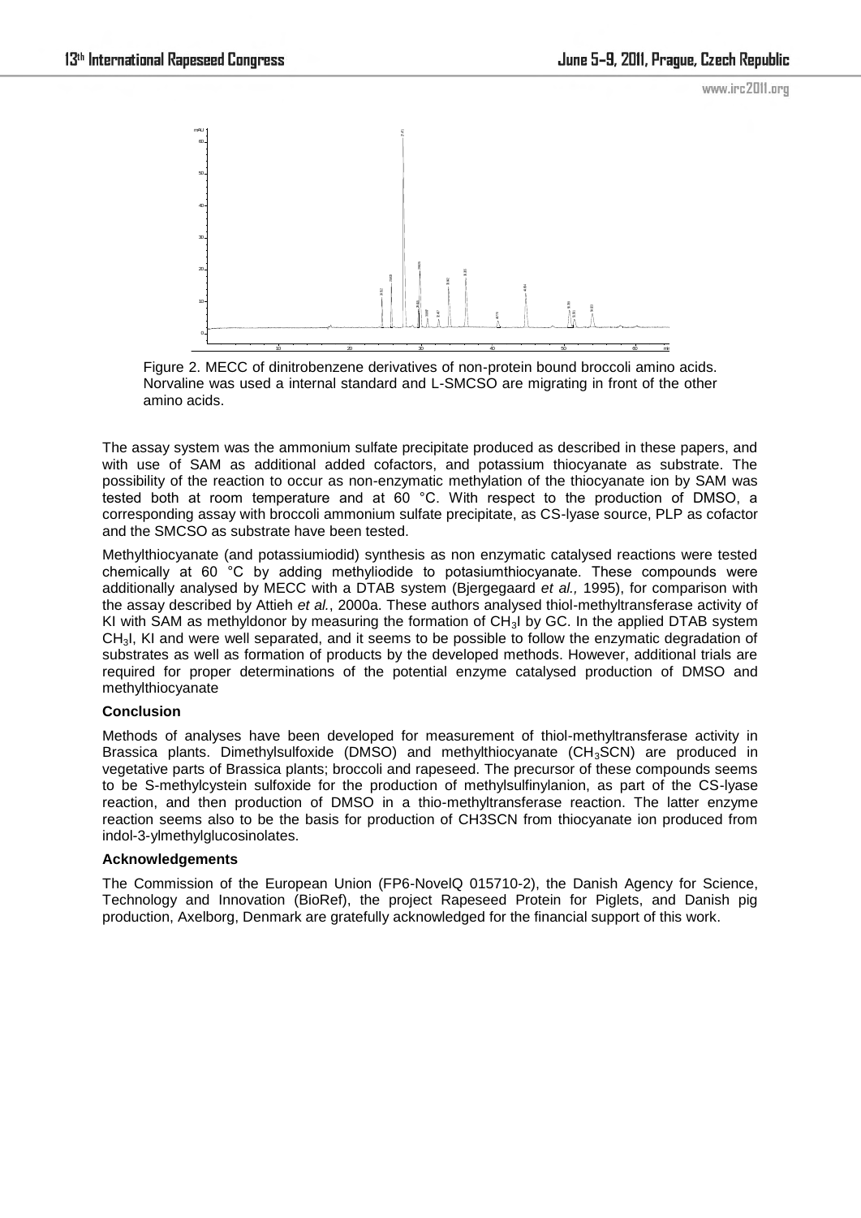Figure 2. MECC of dinitrobenzene derivatives of non-protein bound broccoli amino acids. Norvaline was used a internal standard and L-SMCSO are migrating in front of the other amino acids.

The assay system was the ammonium sulfate precipitate produced as described in these papers, and with use of SAM as additional added cofactors, and potassium thiocyanate as substrate. The possibility of the reaction to occur as non-enzymatic methylation of the thiocyanate ion by SAM was tested both at room temperature and at 60 °C. With respect to the production of DMSO, a corresponding assay with broccoli ammonium sulfate precipitate, as CS-lyase source, PLP as cofactor and the SMCSO as substrate have been tested.

Methylthiocyanate (and potassiumiodid) synthesis as non enzymatic catalysed reactions were tested chemically at 60 °C by adding methyliodide to potasiumthiocyanate. These compounds were additionally analysed by MECC with a DTAB system (Bjergegaard *et al.,* 1995), for comparison with the assay described by Attieh *et al.*, 2000a. These authors analysed thiol-methyltransferase activity of KI with SAM as methyldonor by measuring the formation of $CH_3I$ by GC. In the applied DTAB system $CH_3I$, KI and were well separated, and it seems to be possible to follow the enzymatic degradation of substrates as well as formation of products by the developed methods. However, additional trials are required for proper determinations of the potential enzyme catalysed production of DMSO and methylthiocyanate

### Conclusion

Methods of analyses have been developed for measurement of thiol-methyltransferase activity in Brassica plants. Dimethylsulfoxide (DMSO) and methylthiocyanate ($CH_3SCN$) are produced in vegetative parts of Brassica plants; broccoli and rapeseed. The precursor of these compounds seems to be S-methylcystein sulfoxide for the production of methylsulfinylanion, as part of the CS-lyase reaction, and then production of DMSO in a thio-methyltransferase reaction. The latter enzyme reaction seems also to be the basis for production of CH3SCN from thiocyanate ion produced from indol-3-ylmethylglucosinolates.

### Acknowledgements

The Commission of the European Union (FP6-NovelQ 015710-2), the Danish Agency for Science, Technology and Innovation (BioRef), the project Rapeseed Protein for Piglets, and Danish pig production, Axelborg, Denmark are gratefully acknowledged for the financial support of this work.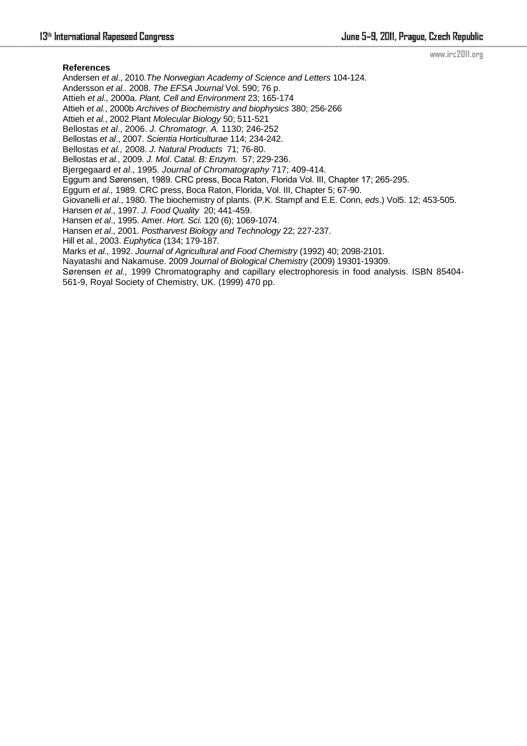**References**

Andersen *et al*., 2010.*The Norwegian Academy of Science and Letters* 104-124.
Andersson *et al..* 2008. *The EFSA Journal* Vol. 590; 76 p.
Attieh *et al.,* 2000a. *Plant, Cell and Environment* 23; 165-174
Attieh *et al.*, 2000b *Archives of Biochemistry and biophysics* 380; 256-266
Attieh *et al.*, 2002.Plant *Molecular Biology* 50; 511-521
Bellostas *et al*., 2006. *J. Chromatogr. A.* 1130; 246-252
Bellostas *et al*., 2007. *Scientia Horticulturae* 114; 234-242.
Bellostas *et al.,* 2008. *J. Natural Products* 71; 76-80.
Bellostas *et al.,* 2009. *J. Mol. Catal. B: Enzym.* 57; 229-236.
Bjergegaard *et al*., 1995. *Journal of Chromatography* 717; 409-414.
Eggum and Sørensen, 1989. CRC press, Boca Raton, Florida Vol. III, Chapter 17; 265-295.
Eggum *et al.,* 1989. CRC press, Boca Raton, Florida, Vol. III, Chapter 5; 67-90.
Giovanelli *et al*., 1980. The biochemistry of plants. (P.K. Stampf and E.E. Conn, *eds*.) Vol5. 12; 453-505.
Hansen *et al*., 1997. *J. Food Quality* 20; 441-459.
Hansen *et al*., 1995. Amer. *Hort. Sci.* 120 (6); 1069-1074.
Hansen *et al*., 2001. *Postharvest Biology and Technology* 22; 227-237.
Hill et al., 2003. *Euphytica* (134; 179-187.
Marks *et al.,* 1992. *Journal of Agricultural and Food Chemistry* (1992) 40; 2098-2101.
Nayatashi and Nakamuse. 2009 *Journal of Biological Chemistry* (2009) 19301-19309.
Sørensen *et al.,* 1999 Chromatography and capillary electrophoresis in food analysis. ISBN 85404-561-9, Royal Society of Chemistry, UK. (1999) 470 pp.